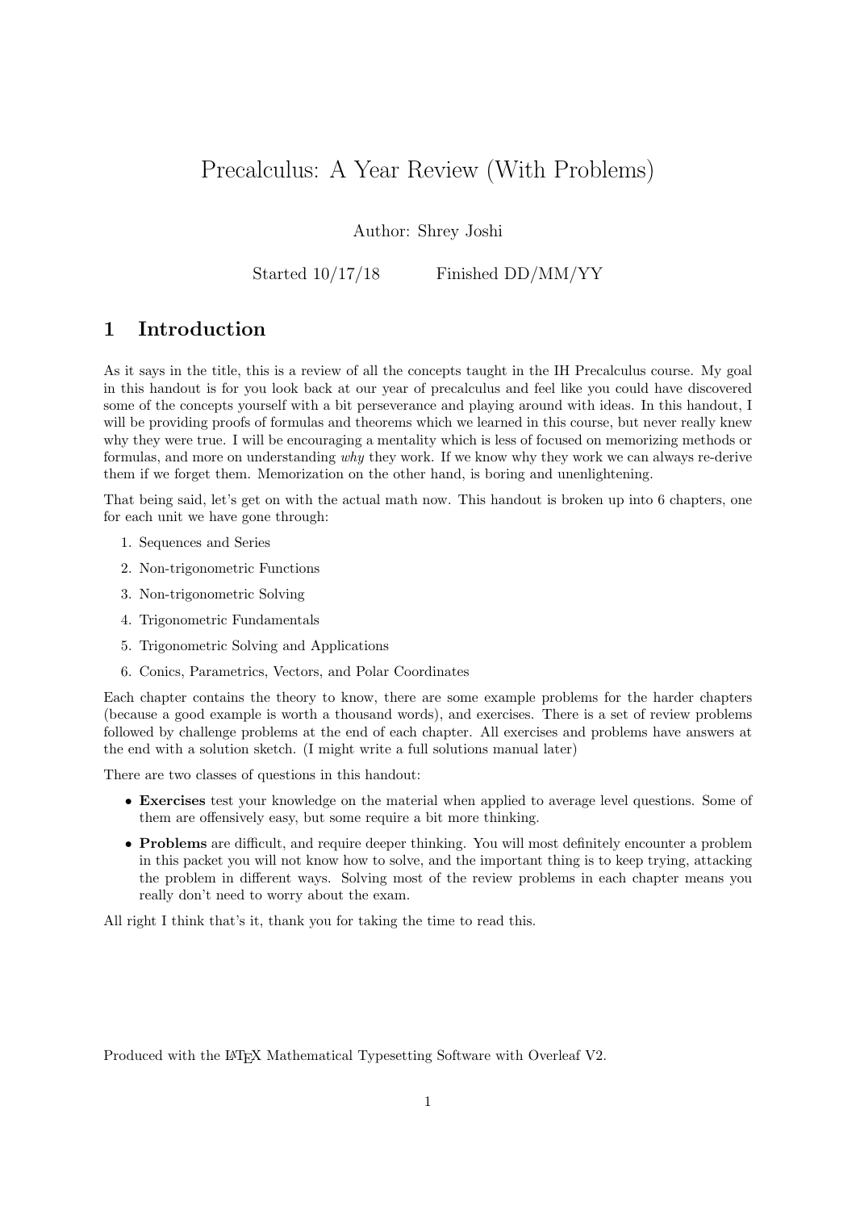# Precalculus: A Year Review (With Problems)

Author: Shrey Joshi

Started 10/17/18 Finished DD/MM/YY

## 1 Introduction

As it says in the title, this is a review of all the concepts taught in the IH Precalculus course. My goal in this handout is for you look back at our year of precalculus and feel like you could have discovered some of the concepts yourself with a bit perseverance and playing around with ideas. In this handout, I will be providing proofs of formulas and theorems which we learned in this course, but never really knew why they were true. I will be encouraging a mentality which is less of focused on memorizing methods or formulas, and more on understanding *why* they work. If we know why they work we can always re-derive them if we forget them. Memorization on the other hand, is boring and unenlightening.

That being said, let's get on with the actual math now. This handout is broken up into 6 chapters, one for each unit we have gone through:

1. Sequences and Series
2. Non-trigonometric Functions
3. Non-trigonometric Solving
4. Trigonometric Fundamentals
5. Trigonometric Solving and Applications
6. Conics, Parametrics, Vectors, and Polar Coordinates

Each chapter contains the theory to know, there are some example problems for the harder chapters (because a good example is worth a thousand words), and exercises. There is a set of review problems followed by challenge problems at the end of each chapter. All exercises and problems have answers at the end with a solution sketch. (I might write a full solutions manual later)

There are two classes of questions in this handout:

- **Exercises** test your knowledge on the material when applied to average level questions. Some of them are offensively easy, but some require a bit more thinking.
- **Problems** are difficult, and require deeper thinking. You will most definitely encounter a problem in this packet you will not know how to solve, and the important thing is to keep trying, attacking the problem in different ways. Solving most of the review problems in each chapter means you really don't need to worry about the exam.

All right I think that's it, thank you for taking the time to read this.

Produced with the LaTeX Mathematical Typesetting Software with Overleaf V2.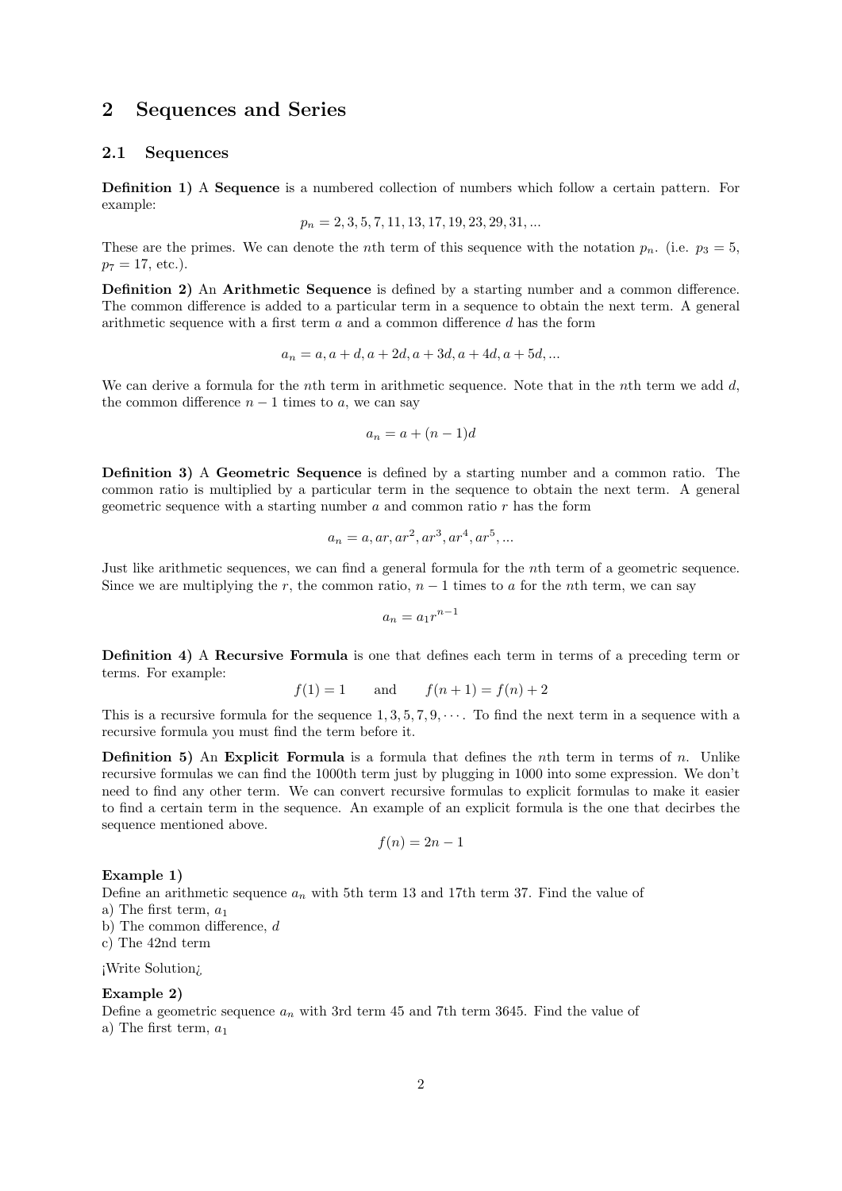## 2 Sequences and Series

### 2.1 Sequences

**Definition 1)** A **Sequence** is a numbered collection of numbers which follow a certain pattern. For example:

$$p_n = 2, 3, 5, 7, 11, 13, 17, 19, 23, 29, 31, ...$$

These are the primes. We can denote the $n$th term of this sequence with the notation $p_n$. (i.e. $p_3 = 5$, $p_7 = 17$, etc.).

**Definition 2)** An **Arithmetic Sequence** is defined by a starting number and a common difference. The common difference is added to a particular term in a sequence to obtain the next term. A general arithmetic sequence with a first term $a$ and a common difference $d$ has the form

$$a_n = a, a + d, a + 2d, a + 3d, a + 4d, a + 5d, ...$$

We can derive a formula for the $n$th term in arithmetic sequence. Note that in the $n$th term we add $d$, the common difference $n - 1$ times to $a$, we can say

$$a_n = a + (n - 1)d$$

**Definition 3)** A **Geometric Sequence** is defined by a starting number and a common ratio. The common ratio is multiplied by a particular term in the sequence to obtain the next term. A general geometric sequence with a starting number $a$ and common ratio $r$ has the form

$$a_n = a, ar, ar^2, ar^3, ar^4, ar^5, ...$$

Just like arithmetic sequences, we can find a general formula for the $n$th term of a geometric sequence. Since we are multiplying the $r$, the common ratio, $n - 1$ times to $a$ for the $n$th term, we can say

$$a_n = a_1 r^{n-1}$$

**Definition 4)** A **Recursive Formula** is one that defines each term in terms of a preceding term or terms. For example:

$$f(1) = 1 \qquad \text{and} \qquad f(n + 1) = f(n) + 2$$

This is a recursive formula for the sequence $1, 3, 5, 7, 9, \cdots$. To find the next term in a sequence with a recursive formula you must find the term before it.

**Definition 5)** An **Explicit Formula** is a formula that defines the $n$th term in terms of $n$. Unlike recursive formulas we can find the 1000th term just by plugging in 1000 into some expression. We don't need to find any other term. We can convert recursive formulas to explicit formulas to make it easier to find a certain term in the sequence. An example of an explicit formula is the one that decirbes the sequence mentioned above.

$$f(n) = 2n - 1$$

**Example 1)**
Define an arithmetic sequence $a_n$ with 5th term 13 and 17th term 37. Find the value of
a) The first term, $a_1$
b) The common difference, $d$
c) The 42nd term

¡Write Solution¿

**Example 2)**
Define a geometric sequence $a_n$ with 3rd term 45 and 7th term 3645. Find the value of
a) The first term, $a_1$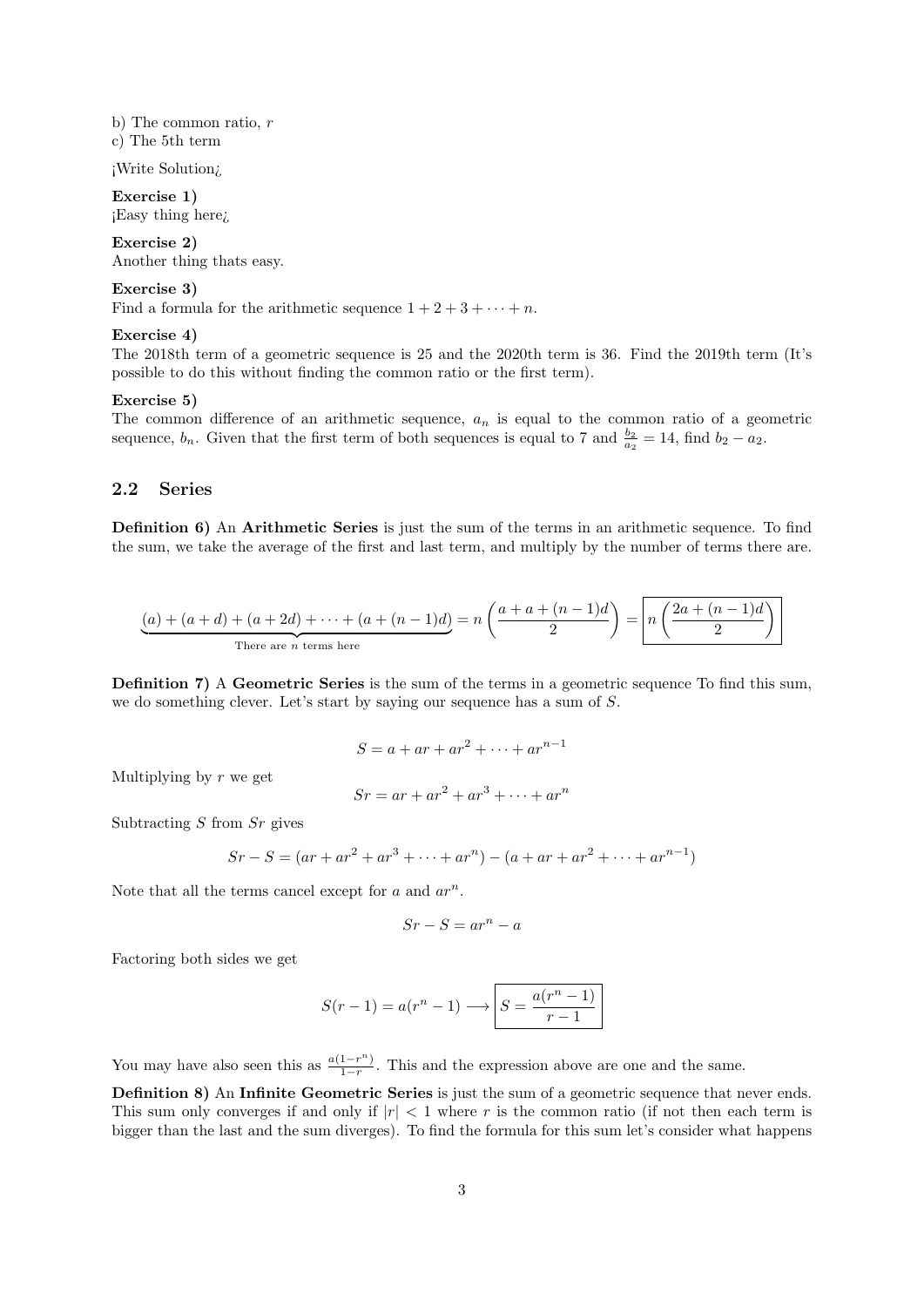b) The common ratio, $r$
c) The 5th term

¡Write Solution¿

**Exercise 1)**
¡Easy thing here¿

**Exercise 2)**
Another thing thats easy.

**Exercise 3)**
Find a formula for the arithmetic sequence $1 + 2 + 3 + \cdots + n$.

**Exercise 4)**
The 2018th term of a geometric sequence is 25 and the 2020th term is 36. Find the 2019th term (It's possible to do this without finding the common ratio or the first term).

**Exercise 5)**
The common difference of an arithmetic sequence, $a_n$ is equal to the common ratio of a geometric sequence, $b_n$. Given that the first term of both sequences is equal to 7 and $\frac{b_2}{a_2} = 14$, find $b_2 - a_2$.

## 2.2 Series

**Definition 6)** An **Arithmetic Series** is just the sum of the terms in an arithmetic sequence. To find the sum, we take the average of the first and last term, and multiply by the number of terms there are.

$$\underbrace{(a) + (a+d) + (a+2d) + \cdots + (a+(n-1)d)}_{\text{There are } n \text{ terms here}} = n\left(\frac{a + a + (n-1)d}{2}\right) = \boxed{n\left(\frac{2a + (n-1)d}{2}\right)}$$

**Definition 7)** A **Geometric Series** is the sum of the terms in a geometric sequence To find this sum, we do something clever. Let's start by saying our sequence has a sum of $S$.

$$S = a + ar + ar^2 + \cdots + ar^{n-1}$$

Multiplying by $r$ we get

$$Sr = ar + ar^2 + ar^3 + \cdots + ar^n$$

Subtracting $S$ from $Sr$ gives

$$Sr - S = (ar + ar^2 + ar^3 + \cdots + ar^n) - (a + ar + ar^2 + \cdots + ar^{n-1})$$

Note that all the terms cancel except for $a$ and $ar^n$.

$$Sr - S = ar^n - a$$

Factoring both sides we get

$$S(r-1) = a(r^n - 1) \longrightarrow \boxed{S = \frac{a(r^n - 1)}{r - 1}}$$

You may have also seen this as $\frac{a(1-r^n)}{1-r}$. This and the expression above are one and the same.

**Definition 8)** An **Infinite Geometric Series** is just the sum of a geometric sequence that never ends. This sum only converges if and only if $|r| < 1$ where $r$ is the common ratio (if not then each term is bigger than the last and the sum diverges). To find the formula for this sum let's consider what happens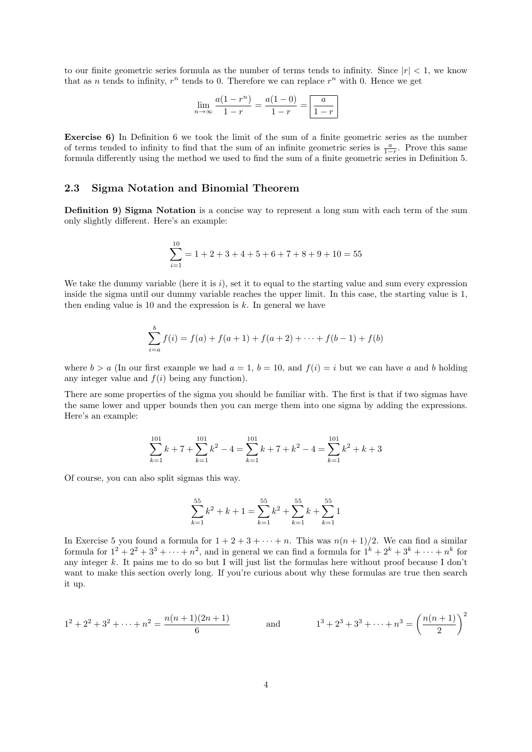to our finite geometric series formula as the number of terms tends to infinity. Since $|r| < 1$, we know that as $n$ tends to infinity, $r^n$ tends to 0. Therefore we can replace $r^n$ with 0. Hence we get

$$\lim_{n\to\infty} \frac{a(1-r^n)}{1-r} = \frac{a(1-0)}{1-r} = \boxed{\frac{a}{1-r}}$$

**Exercise 6)** In Definition 6 we took the limit of the sum of a finite geometric series as the number of terms tended to infinity to find that the sum of an infinite geometric series is $\frac{a}{1-r}$. Prove this same formula differently using the method we used to find the sum of a finite geometric series in Definition 5.

### 2.3 Sigma Notation and Binomial Theorem

**Definition 9) Sigma Notation** is a concise way to represent a long sum with each term of the sum only slightly different. Here's an example:

$$\sum_{i=1}^{10} = 1 + 2 + 3 + 4 + 5 + 6 + 7 + 8 + 9 + 10 = 55$$

We take the dummy variable (here it is $i$), set it to equal to the starting value and sum every expression inside the sigma until our dummy variable reaches the upper limit. In this case, the starting value is 1, then ending value is 10 and the expression is $k$. In general we have

$$\sum_{i=a}^{b} f(i) = f(a) + f(a+1) + f(a+2) + \cdots + f(b-1) + f(b)$$

where $b > a$ (In our first example we had $a = 1$, $b = 10$, and $f(i) = i$ but we can have $a$ and $b$ holding any integer value and $f(i)$ being any function).

There are some properties of the sigma you should be familiar with. The first is that if two sigmas have the same lower and upper bounds then you can merge them into one sigma by adding the expressions. Here's an example:

$$\sum_{k=1}^{101} k + 7 + \sum_{k=1}^{101} k^2 - 4 = \sum_{k=1}^{101} k + 7 + k^2 - 4 = \sum_{k=1}^{101} k^2 + k + 3$$

Of course, you can also split sigmas this way.

$$\sum_{k=1}^{55} k^2 + k + 1 = \sum_{k=1}^{55} k^2 + \sum_{k=1}^{55} k + \sum_{k=1}^{55} 1$$

In Exercise 5 you found a formula for $1 + 2 + 3 + \cdots + n$. This was $n(n+1)/2$. We can find a similar formula for $1^2 + 2^2 + 3^3 + \cdots + n^2$, and in general we can find a formula for $1^k + 2^k + 3^k + \cdots + n^k$ for any integer $k$. It pains me to do so but I will just list the formulas here without proof because I don't want to make this section overly long. If you're curious about why these formulas are true then search it up.

$$1^2 + 2^2 + 3^2 + \cdots + n^2 = \frac{n(n+1)(2n+1)}{6} \qquad \text{and} \qquad 1^3 + 2^3 + 3^3 + \cdots + n^3 = \left(\frac{n(n+1)}{2}\right)^2$$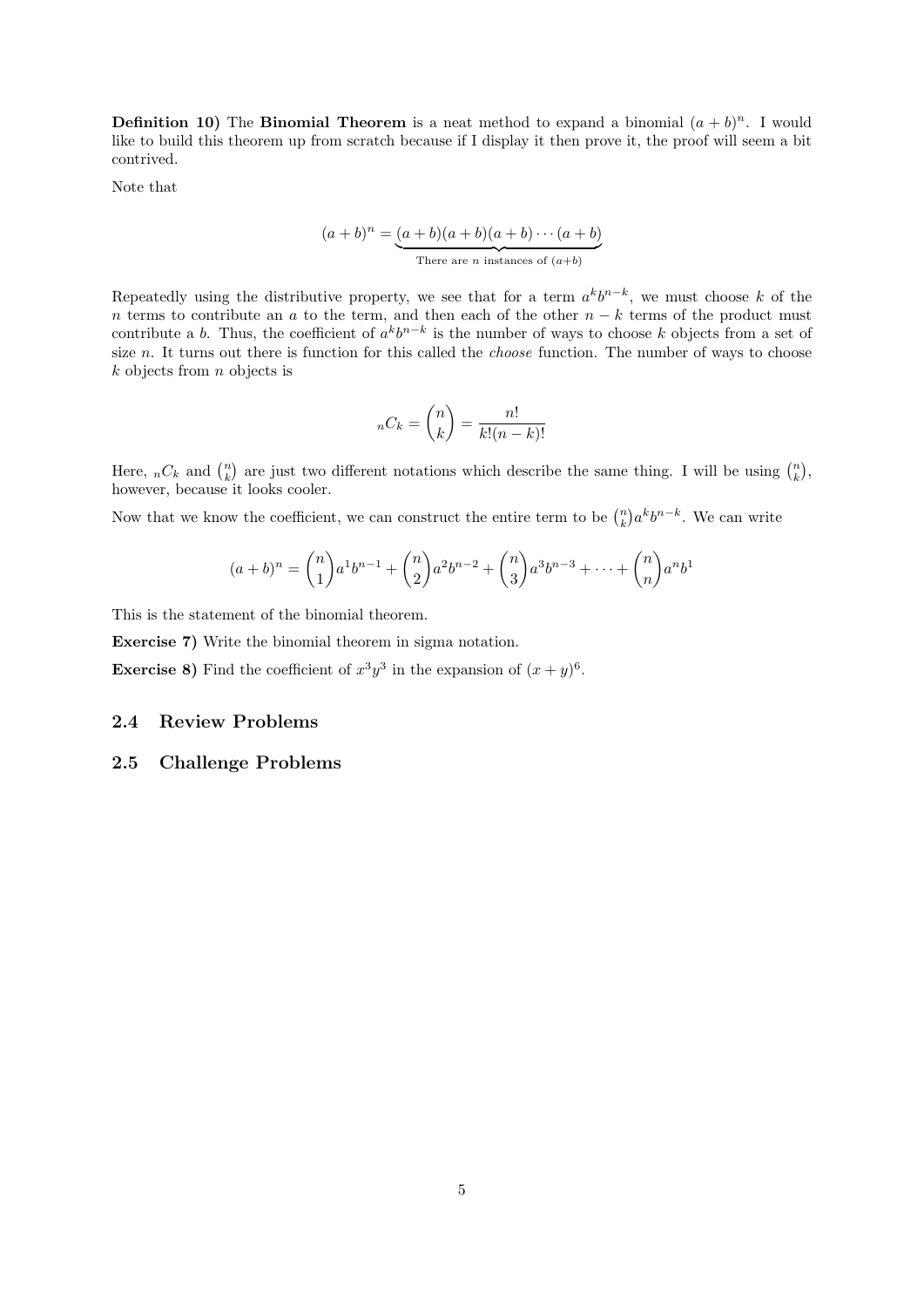**Definition 10)** The **Binomial Theorem** is a neat method to expand a binomial $(a+b)^n$. I would like to build this theorem up from scratch because if I display it then prove it, the proof will seem a bit contrived.

Note that

$$(a+b)^n = \underbrace{(a+b)(a+b)(a+b)\cdots(a+b)}_{\text{There are } n \text{ instances of } (a+b)}$$

Repeatedly using the distributive property, we see that for a term $a^k b^{n-k}$, we must choose $k$ of the $n$ terms to contribute an $a$ to the term, and then each of the other $n-k$ terms of the product must contribute a $b$. Thus, the coefficient of $a^k b^{n-k}$ is the number of ways to choose $k$ objects from a set of size $n$. It turns out there is function for this called the *choose* function. The number of ways to choose $k$ objects from $n$ objects is

$${}_nC_k = \binom{n}{k} = \frac{n!}{k!(n-k)!}$$

Here, ${}_nC_k$ and $\binom{n}{k}$ are just two different notations which describe the same thing. I will be using $\binom{n}{k}$, however, because it looks cooler.

Now that we know the coefficient, we can construct the entire term to be $\binom{n}{k}a^k b^{n-k}$. We can write

$$(a+b)^n = \binom{n}{1}a^1 b^{n-1} + \binom{n}{2}a^2 b^{n-2} + \binom{n}{3}a^3 b^{n-3} + \cdots + \binom{n}{n}a^n b^1$$

This is the statement of the binomial theorem.

**Exercise 7)** Write the binomial theorem in sigma notation.

**Exercise 8)** Find the coefficient of $x^3y^3$ in the expansion of $(x+y)^6$.

## 2.4 Review Problems

## 2.5 Challenge Problems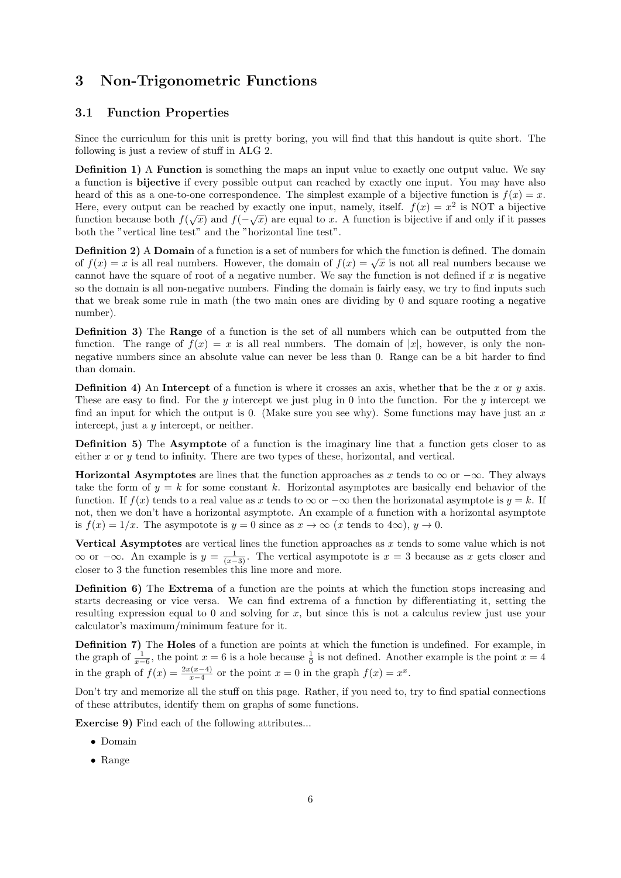# 3 Non-Trigonometric Functions

## 3.1 Function Properties

Since the curriculum for this unit is pretty boring, you will find that this handout is quite short. The following is just a review of stuff in ALG 2.

**Definition 1)** A **Function** is something the maps an input value to exactly one output value. We say a function is **bijective** if every possible output can reached by exactly one input. You may have also heard of this as a one-to-one correspondence. The simplest example of a bijective function is $f(x) = x$. Here, every output can be reached by exactly one input, namely, itself. $f(x) = x^2$ is NOT a bijective function because both $f(\sqrt{x})$ and $f(-\sqrt{x})$ are equal to $x$. A function is bijective if and only if it passes both the "vertical line test" and the "horizontal line test".

**Definition 2)** A **Domain** of a function is a set of numbers for which the function is defined. The domain of $f(x) = x$ is all real numbers. However, the domain of $f(x) = \sqrt{x}$ is not all real numbers because we cannot have the square of root of a negative number. We say the function is not defined if $x$ is negative so the domain is all non-negative numbers. Finding the domain is fairly easy, we try to find inputs such that we break some rule in math (the two main ones are dividing by 0 and square rooting a negative number).

**Definition 3)** The **Range** of a function is the set of all numbers which can be outputted from the function. The range of $f(x) = x$ is all real numbers. The domain of $|x|$, however, is only the non-negative numbers since an absolute value can never be less than 0. Range can be a bit harder to find than domain.

**Definition 4)** An **Intercept** of a function is where it crosses an axis, whether that be the $x$ or $y$ axis. These are easy to find. For the $y$ intercept we just plug in 0 into the function. For the $y$ intercept we find an input for which the output is 0. (Make sure you see why). Some functions may have just an $x$ intercept, just a $y$ intercept, or neither.

**Definition 5)** The **Asymptote** of a function is the imaginary line that a function gets closer to as either $x$ or $y$ tend to infinity. There are two types of these, horizontal, and vertical.

**Horizontal Asymptotes** are lines that the function approaches as $x$ tends to $\infty$ or $-\infty$. They always take the form of $y = k$ for some constant $k$. Horizontal asymptotes are basically end behavior of the function. If $f(x)$ tends to a real value as $x$ tends to $\infty$ or $-\infty$ then the horizonatal asymptote is $y = k$. If not, then we don't have a horizontal asymptote. An example of a function with a horizontal asymptote is $f(x) = 1/x$. The asympotote is $y = 0$ since as $x \to \infty$ ($x$ tends to $4\infty$), $y \to 0$.

**Vertical Asymptotes** are vertical lines the function approaches as $x$ tends to some value which is not $\infty$ or $-\infty$. An example is $y = \frac{1}{(x-3)}$. The vertical asympotote is $x = 3$ because as $x$ gets closer and closer to 3 the function resembles this line more and more.

**Definition 6)** The **Extrema** of a function are the points at which the function stops increasing and starts decreasing or vice versa. We can find extrema of a function by differentiating it, setting the resulting expression equal to 0 and solving for $x$, but since this is not a calculus review just use your calculator's maximum/minimum feature for it.

**Definition 7)** The **Holes** of a function are points at which the function is undefined. For example, in the graph of $\frac{1}{x-6}$, the point $x = 6$ is a hole because $\frac{1}{0}$ is not defined. Another example is the point $x = 4$ in the graph of $f(x) = \frac{2x(x-4)}{x-4}$ or the point $x = 0$ in the graph $f(x) = x^x$.

Don't try and memorize all the stuff on this page. Rather, if you need to, try to find spatial connections of these attributes, identify them on graphs of some functions.

**Exercise 9)** Find each of the following attributes...

- Domain
- Range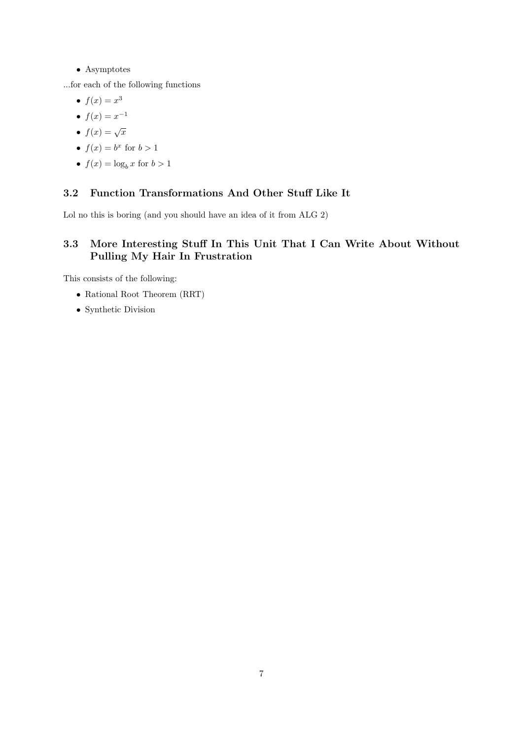- Asymptotes

...for each of the following functions

- $f(x) = x^3$
- $f(x) = x^{-1}$
- $f(x) = \sqrt{x}$
- $f(x) = b^x$ for $b > 1$
- $f(x) = \log_b x$ for $b > 1$

### 3.2 Function Transformations And Other Stuff Like It

Lol no this is boring (and you should have an idea of it from ALG 2)

### 3.3 More Interesting Stuff In This Unit That I Can Write About Without Pulling My Hair In Frustration

This consists of the following:

- Rational Root Theorem (RRT)
- Synthetic Division